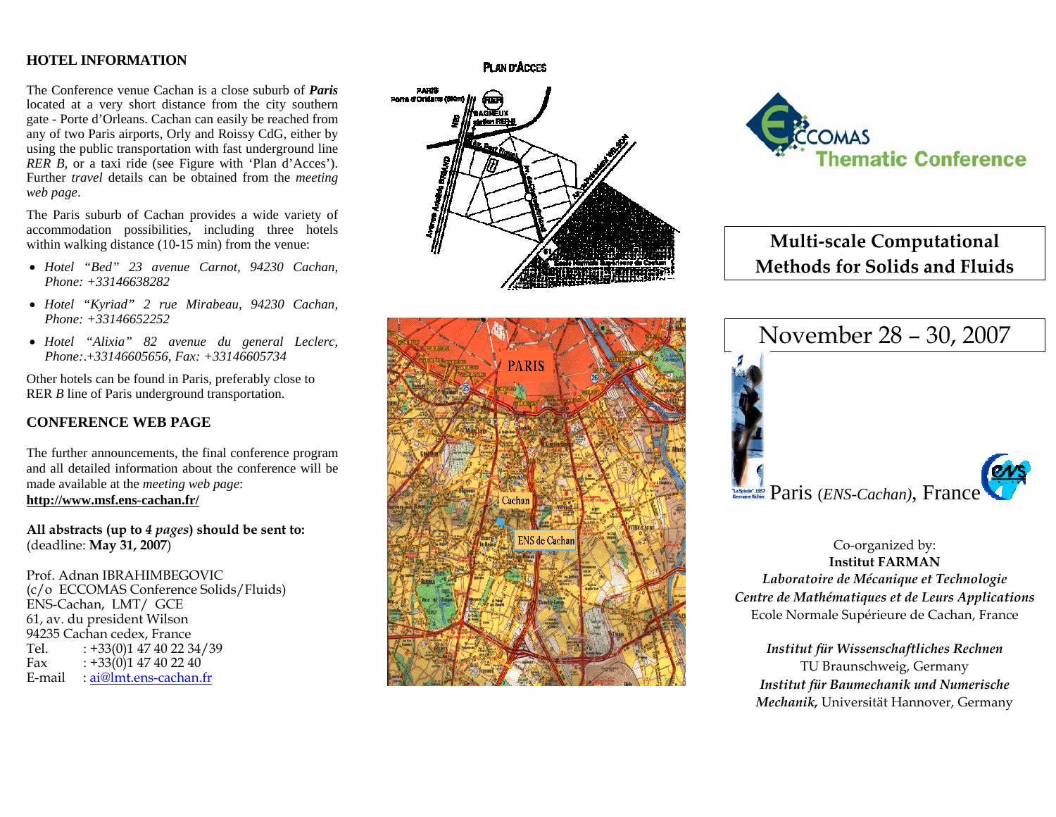## HOTEL INFORMATION

The Conference venue Cachan is a close suburb of ***Paris*** located at a very short distance from the city southern gate - Porte d'Orleans. Cachan can easily be reached from any of two Paris airports, Orly and Roissy CdG, either by using the public transportation with fast underground line *RER B*, or a taxi ride (see Figure with 'Plan d'Acces'). Further *travel* details can be obtained from the *meeting web page*.

The Paris suburb of Cachan provides a wide variety of accommodation possibilities, including three hotels within walking distance (10-15 min) from the venue:

- *Hotel "Bed" 23 avenue Carnot, 94230 Cachan, Phone: +33146638282*
- *Hotel "Kyriad" 2 rue Mirabeau, 94230 Cachan, Phone: +33146652252*
- *Hotel "Alixia" 82 avenue du general Leclerc, Phone:.+33146605656, Fax: +33146605734*

Other hotels can be found in Paris, preferably close to RER *B* line of Paris underground transportation.

## CONFERENCE WEB PAGE

The further announcements, the final conference program and all detailed information about the conference will be made available at the *meeting web page*:
**http://www.msf.ens-cachan.fr/**

**All abstracts (up to *4 pages*) should be sent to:**
(deadline: **May 31, 2007**)

Prof. Adnan IBRAHIMBEGOVIC
(c/o ECCOMAS Conference Solids/Fluids)
ENS-Cachan, LMT/ GCE
61, av. du president Wilson
94235 Cachan cedex, France
Tel. : +33(0)1 47 40 22 34/39
Fax : +33(0)1 47 40 22 40
E-mail : ai@lmt.ens-cachan.fr

PLAN D'ACCES

ECCOMAS Thematic Conference

# Multi-scale Computational Methods for Solids and Fluids

## November 28 – 30, 2007

Paris (*ENS-Cachan)*, France

Co-organized by:
**Institut FARMAN**
***Laboratoire de Mécanique et Technologie***
***Centre de Mathématiques et de Leurs Applications***
Ecole Normale Supérieure de Cachan, France

***Institut für Wissenschaftliches Rechnen***
TU Braunschweig, Germany
***Institut für Baumechanik und Numerische Mechanik,*** Universität Hannover, Germany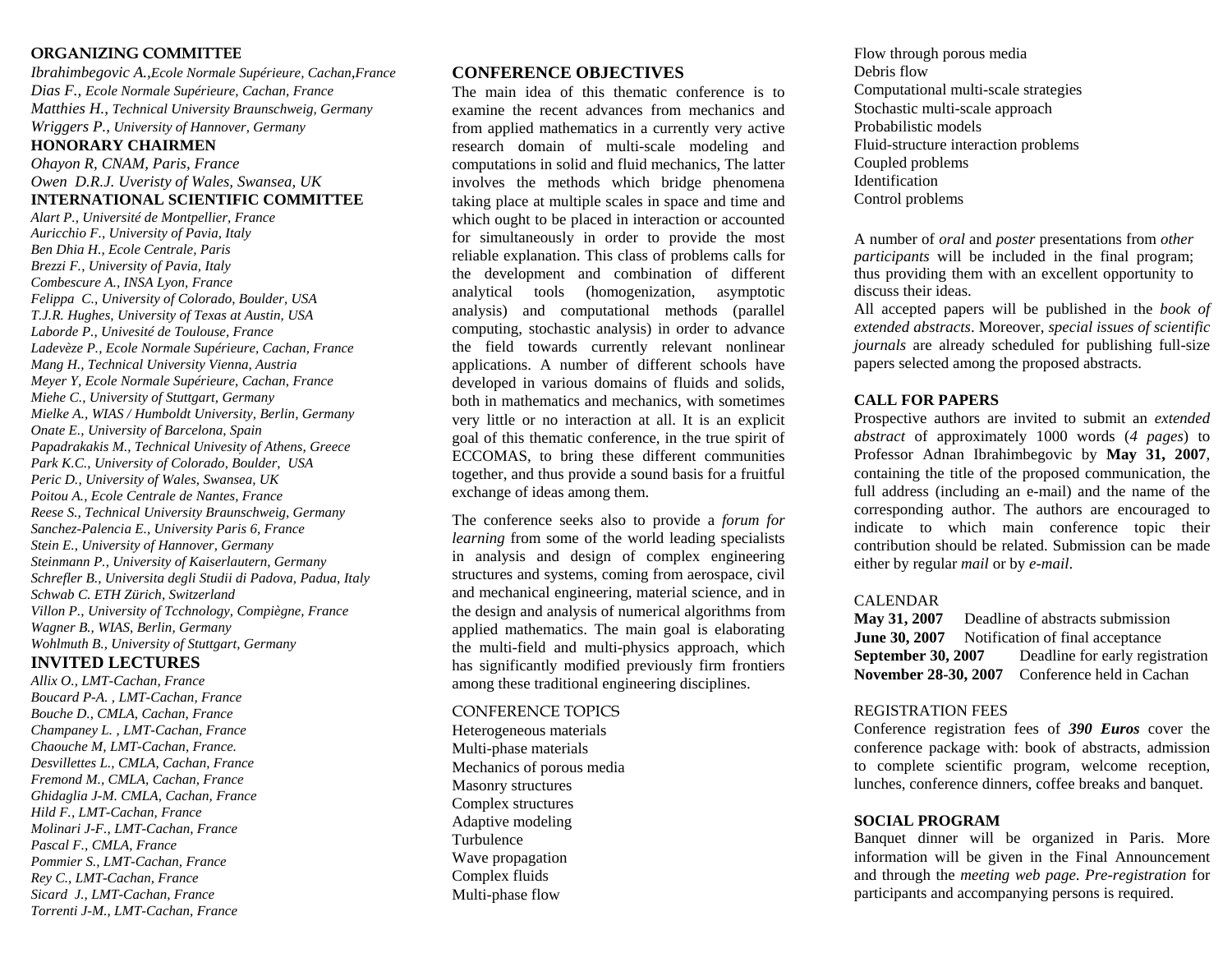## ORGANIZING COMMITTEE

*Ibrahimbegovic A.,Ecole Normale Supérieure, Cachan,France*
*Dias F., Ecole Normale Supérieure, Cachan, France*
*Matthies H., Technical University Braunschweig, Germany*
*Wriggers P., University of Hannover, Germany*

## HONORARY CHAIRMEN

*Ohayon R, CNAM, Paris, France*
*Owen D.R.J. Uveristy of Wales, Swansea, UK*

## INTERNATIONAL SCIENTIFIC COMMITTEE

*Alart P., Université de Montpellier, France*
*Auricchio F., University of Pavia, Italy*
*Ben Dhia H., Ecole Centrale, Paris*
*Brezzi F., University of Pavia, Italy*
*Combescure A., INSA Lyon, France*
*Felippa C., University of Colorado, Boulder, USA*
*T.J.R. Hughes, University of Texas at Austin, USA*
*Laborde P., Univesité de Toulouse, France*
*Ladevèze P., Ecole Normale Supérieure, Cachan, France*
*Mang H., Technical University Vienna, Austria*
*Meyer Y, Ecole Normale Supérieure, Cachan, France*
*Miehe C., University of Stuttgart, Germany*
*Mielke A., WIAS / Humboldt University, Berlin, Germany*
*Onate E., University of Barcelona, Spain*
*Papadrakakis M., Technical Univesity of Athens, Greece*
*Park K.C., University of Colorado, Boulder, USA*
*Peric D., University of Wales, Swansea, UK*
*Poitou A., Ecole Centrale de Nantes, France*
*Reese S., Technical University Braunschweig, Germany*
*Sanchez-Palencia E., University Paris 6, France*
*Stein E., University of Hannover, Germany*
*Steinmann P., University of Kaiserlautern, Germany*
*Schrefler B., Universita degli Studii di Padova, Padua, Italy*
*Schwab C. ETH Zürich, Switzerland*
*Villon P., University of Tcchnology, Compiègne, France*
*Wagner B., WIAS, Berlin, Germany*
*Wohlmuth B., University of Stuttgart, Germany*

## INVITED LECTURES

*Allix O., LMT-Cachan, France*
*Boucard P-A. , LMT-Cachan, France*
*Bouche D., CMLA, Cachan, France*
*Champaney L. , LMT-Cachan, France*
*Chaouche M, LMT-Cachan, France.*
*Desvillettes L., CMLA, Cachan, France*
*Fremond M., CMLA, Cachan, France*
*Ghidaglia J-M. CMLA, Cachan, France*
*Hild F., LMT-Cachan, France*
*Molinari J-F., LMT-Cachan, France*
*Pascal F., CMLA, France*
*Pommier S., LMT-Cachan, France*
*Rey C., LMT-Cachan, France*
*Sicard J., LMT-Cachan, France*
*Torrenti J-M., LMT-Cachan, France*

## CONFERENCE OBJECTIVES

The main idea of this thematic conference is to examine the recent advances from mechanics and from applied mathematics in a currently very active research domain of multi-scale modeling and computations in solid and fluid mechanics, The latter involves the methods which bridge phenomena taking place at multiple scales in space and time and which ought to be placed in interaction or accounted for simultaneously in order to provide the most reliable explanation. This class of problems calls for the development and combination of different analytical tools (homogenization, asymptotic analysis) and computational methods (parallel computing, stochastic analysis) in order to advance the field towards currently relevant nonlinear applications. A number of different schools have developed in various domains of fluids and solids, both in mathematics and mechanics, with sometimes very little or no interaction at all. It is an explicit goal of this thematic conference, in the true spirit of ECCOMAS, to bring these different communities together, and thus provide a sound basis for a fruitful exchange of ideas among them.

The conference seeks also to provide a *forum for learning* from some of the world leading specialists in analysis and design of complex engineering structures and systems, coming from aerospace, civil and mechanical engineering, material science, and in the design and analysis of numerical algorithms from applied mathematics. The main goal is elaborating the multi-field and multi-physics approach, which has significantly modified previously firm frontiers among these traditional engineering disciplines.

## CONFERENCE TOPICS

Heterogeneous materials
Multi-phase materials
Mechanics of porous media
Masonry structures
Complex structures
Adaptive modeling
Turbulence
Wave propagation
Complex fluids
Multi-phase flow
Flow through porous media
Debris flow
Computational multi-scale strategies
Stochastic multi-scale approach
Probabilistic models
Fluid-structure interaction problems
Coupled problems
Identification
Control problems

A number of *oral* and *poster* presentations from *other participants* will be included in the final program; thus providing them with an excellent opportunity to discuss their ideas.
All accepted papers will be published in the *book of extended abstracts*. Moreover, *special issues of scientific journals* are already scheduled for publishing full-size papers selected among the proposed abstracts.

## CALL FOR PAPERS

Prospective authors are invited to submit an *extended abstract* of approximately 1000 words (*4 pages*) to Professor Adnan Ibrahimbegovic by **May 31, 2007**, containing the title of the proposed communication, the full address (including an e-mail) and the name of the corresponding author. The authors are encouraged to indicate to which main conference topic their contribution should be related. Submission can be made either by regular *mail* or by *e-mail*.

## CALENDAR

**May 31, 2007** Deadline of abstracts submission
**June 30, 2007** Notification of final acceptance
**September 30, 2007** Deadline for early registration
**November 28-30, 2007** Conference held in Cachan

## REGISTRATION FEES

Conference registration fees of ***390 Euros*** cover the conference package with: book of abstracts, admission to complete scientific program, welcome reception, lunches, conference dinners, coffee breaks and banquet.

## SOCIAL PROGRAM

Banquet dinner will be organized in Paris. More information will be given in the Final Announcement and through the *meeting web page*. *Pre-registration* for participants and accompanying persons is required.